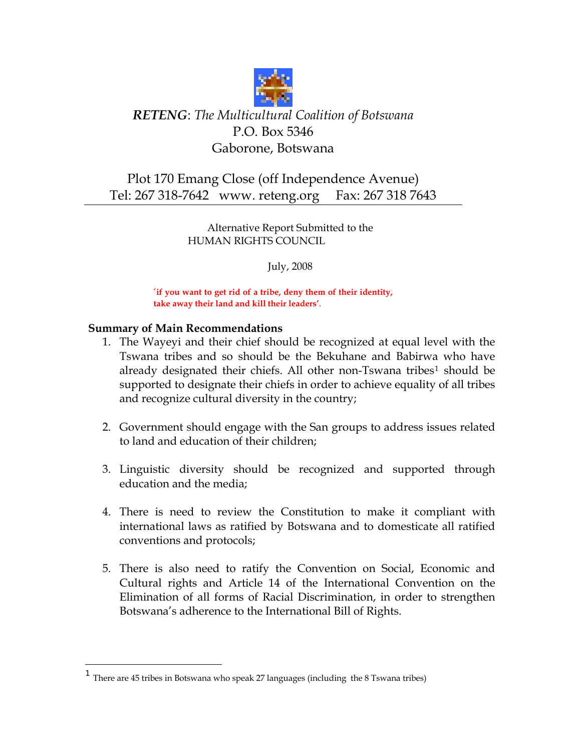***RETENG**: The Multicultural Coalition of Botswana*
P.O. Box 5346
Gaborone, Botswana

Plot 170 Emang Close (off Independence Avenue)
Tel: 267 318-7642   www. reteng.org   Fax: 267 318 7643

Alternative Report Submitted to the
HUMAN RIGHTS COUNCIL

July, 2008

**'if you want to get rid of a tribe, deny them of their identity, take away their land and kill their leaders'.**

## Summary of Main Recommendations

1. The Wayeyi and their chief should be recognized at equal level with the Tswana tribes and so should be the Bekuhane and Babirwa who have already designated their chiefs. All other non-Tswana tribes[1] should be supported to designate their chiefs in order to achieve equality of all tribes and recognize cultural diversity in the country;

2. Government should engage with the San groups to address issues related to land and education of their children;

3. Linguistic diversity should be recognized and supported through education and the media;

4. There is need to review the Constitution to make it compliant with international laws as ratified by Botswana and to domesticate all ratified conventions and protocols;

5. There is also need to ratify the Convention on Social, Economic and Cultural rights and Article 14 of the International Convention on the Elimination of all forms of Racial Discrimination, in order to strengthen Botswana's adherence to the International Bill of Rights.

---

[1] There are 45 tribes in Botswana who speak 27 languages (including the 8 Tswana tribes)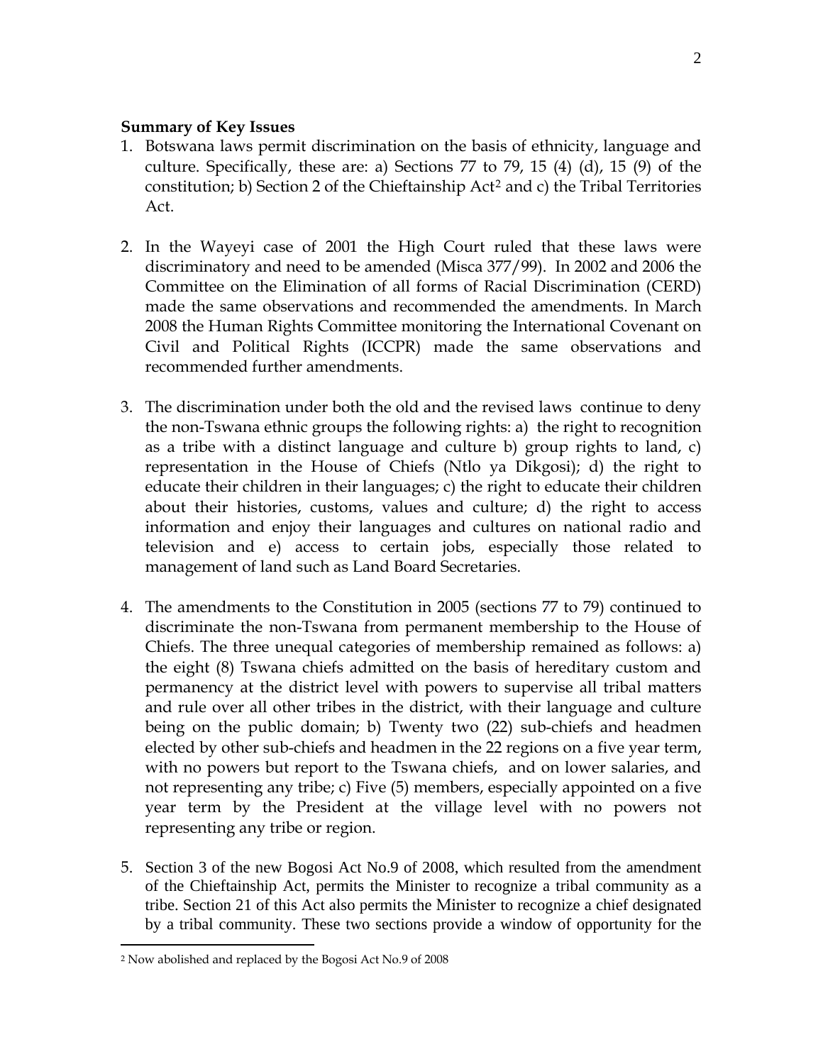**Summary of Key Issues**

1. Botswana laws permit discrimination on the basis of ethnicity, language and culture. Specifically, these are: a) Sections 77 to 79, 15 (4) (d), 15 (9) of the constitution; b) Section 2 of the Chieftainship Act[2] and c) the Tribal Territories Act.

2. In the Wayeyi case of 2001 the High Court ruled that these laws were discriminatory and need to be amended (Misca 377/99). In 2002 and 2006 the Committee on the Elimination of all forms of Racial Discrimination (CERD) made the same observations and recommended the amendments. In March 2008 the Human Rights Committee monitoring the International Covenant on Civil and Political Rights (ICCPR) made the same observations and recommended further amendments.

3. The discrimination under both the old and the revised laws continue to deny the non-Tswana ethnic groups the following rights: a) the right to recognition as a tribe with a distinct language and culture b) group rights to land, c) representation in the House of Chiefs (Ntlo ya Dikgosi); d) the right to educate their children in their languages; c) the right to educate their children about their histories, customs, values and culture; d) the right to access information and enjoy their languages and cultures on national radio and television and e) access to certain jobs, especially those related to management of land such as Land Board Secretaries.

4. The amendments to the Constitution in 2005 (sections 77 to 79) continued to discriminate the non-Tswana from permanent membership to the House of Chiefs. The three unequal categories of membership remained as follows: a) the eight (8) Tswana chiefs admitted on the basis of hereditary custom and permanency at the district level with powers to supervise all tribal matters and rule over all other tribes in the district, with their language and culture being on the public domain; b) Twenty two (22) sub-chiefs and headmen elected by other sub-chiefs and headmen in the 22 regions on a five year term, with no powers but report to the Tswana chiefs, and on lower salaries, and not representing any tribe; c) Five (5) members, especially appointed on a five year term by the President at the village level with no powers not representing any tribe or region.

5. Section 3 of the new Bogosi Act No.9 of 2008, which resulted from the amendment of the Chieftainship Act, permits the Minister to recognize a tribal community as a tribe. Section 21 of this Act also permits the Minister to recognize a chief designated by a tribal community. These two sections provide a window of opportunity for the

---

[2] Now abolished and replaced by the Bogosi Act No.9 of 2008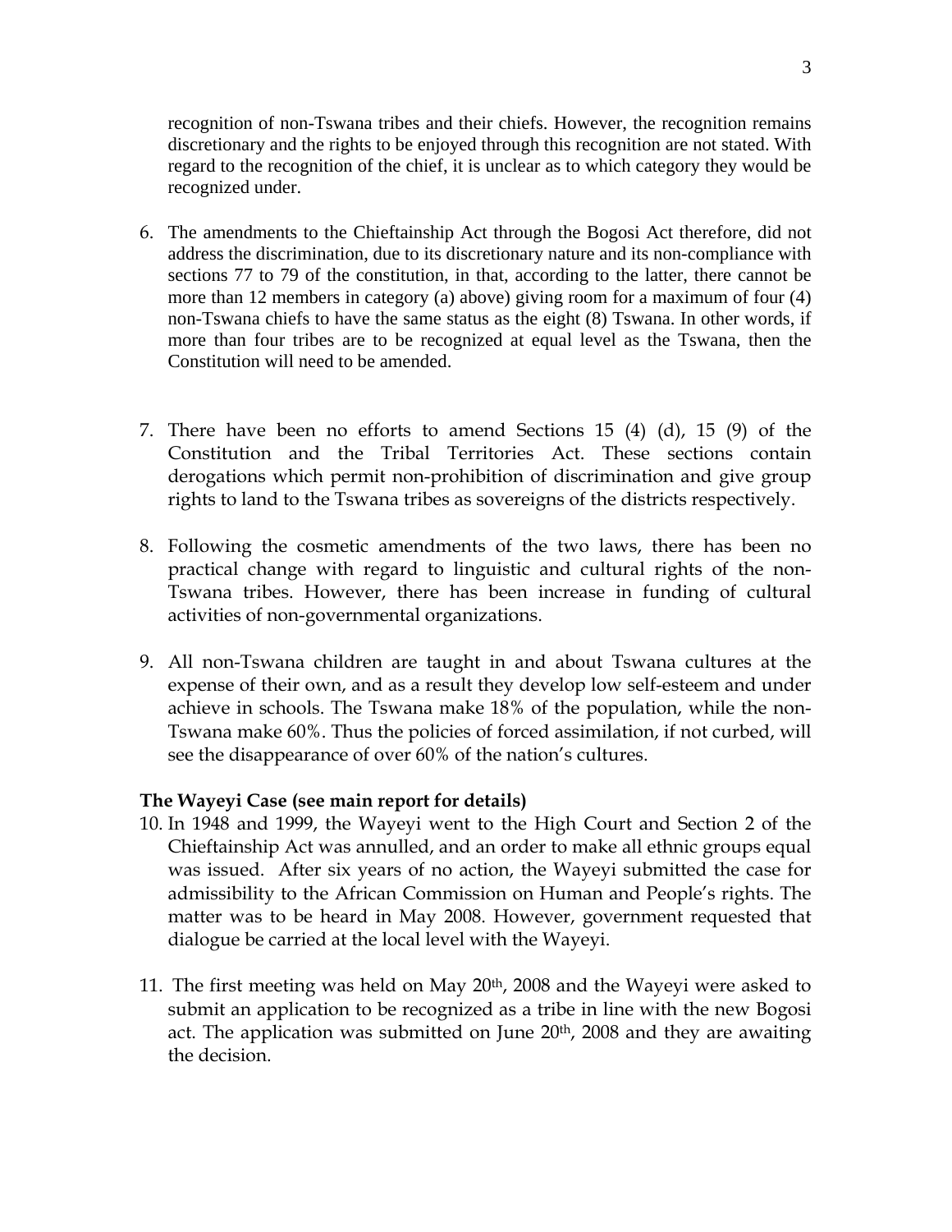recognition of non-Tswana tribes and their chiefs. However, the recognition remains discretionary and the rights to be enjoyed through this recognition are not stated. With regard to the recognition of the chief, it is unclear as to which category they would be recognized under.

6. The amendments to the Chieftainship Act through the Bogosi Act therefore, did not address the discrimination, due to its discretionary nature and its non-compliance with sections 77 to 79 of the constitution, in that, according to the latter, there cannot be more than 12 members in category (a) above) giving room for a maximum of four (4) non-Tswana chiefs to have the same status as the eight (8) Tswana. In other words, if more than four tribes are to be recognized at equal level as the Tswana, then the Constitution will need to be amended.

7. There have been no efforts to amend Sections 15 (4) (d), 15 (9) of the Constitution and the Tribal Territories Act. These sections contain derogations which permit non-prohibition of discrimination and give group rights to land to the Tswana tribes as sovereigns of the districts respectively.

8. Following the cosmetic amendments of the two laws, there has been no practical change with regard to linguistic and cultural rights of the non-Tswana tribes. However, there has been increase in funding of cultural activities of non-governmental organizations.

9. All non-Tswana children are taught in and about Tswana cultures at the expense of their own, and as a result they develop low self-esteem and under achieve in schools. The Tswana make 18% of the population, while the non-Tswana make 60%. Thus the policies of forced assimilation, if not curbed, will see the disappearance of over 60% of the nation's cultures.

**The Wayeyi Case (see main report for details)**

10. In 1948 and 1999, the Wayeyi went to the High Court and Section 2 of the Chieftainship Act was annulled, and an order to make all ethnic groups equal was issued. After six years of no action, the Wayeyi submitted the case for admissibility to the African Commission on Human and People's rights. The matter was to be heard in May 2008. However, government requested that dialogue be carried at the local level with the Wayeyi.

11. The first meeting was held on May 20th, 2008 and the Wayeyi were asked to submit an application to be recognized as a tribe in line with the new Bogosi act. The application was submitted on June 20th, 2008 and they are awaiting the decision.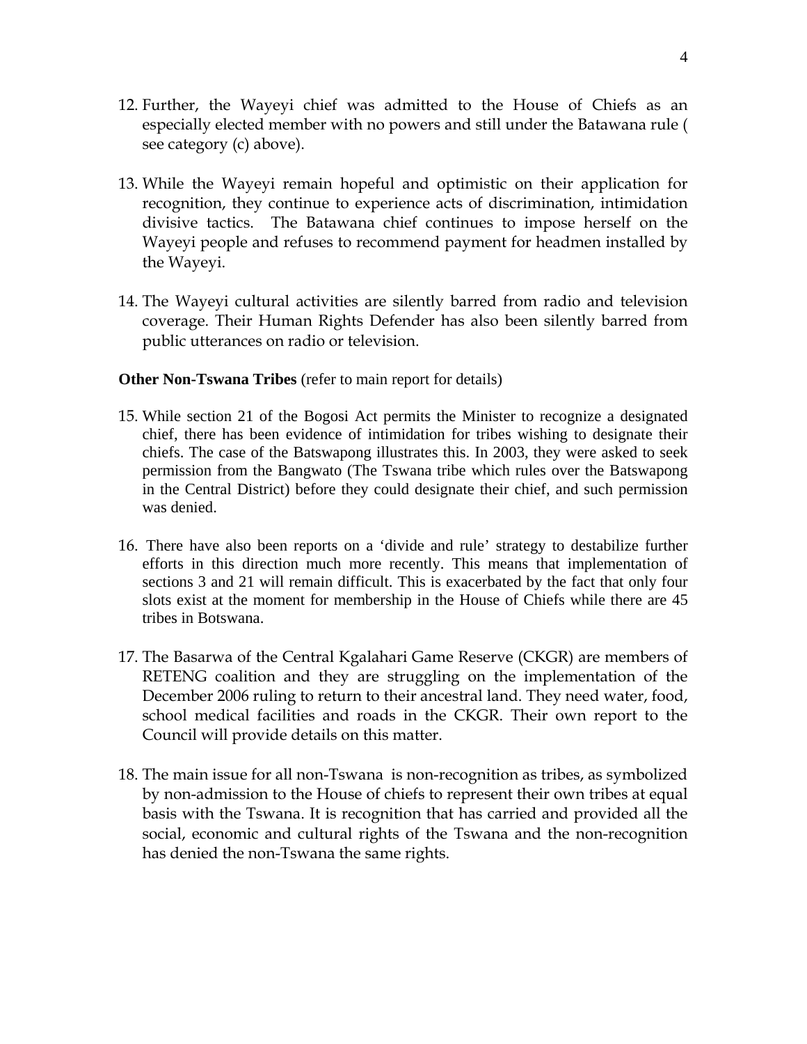12. Further, the Wayeyi chief was admitted to the House of Chiefs as an especially elected member with no powers and still under the Batawana rule ( see category (c) above).

13. While the Wayeyi remain hopeful and optimistic on their application for recognition, they continue to experience acts of discrimination, intimidation divisive tactics. The Batawana chief continues to impose herself on the Wayeyi people and refuses to recommend payment for headmen installed by the Wayeyi.

14. The Wayeyi cultural activities are silently barred from radio and television coverage. Their Human Rights Defender has also been silently barred from public utterances on radio or television.

**Other Non-Tswana Tribes** (refer to main report for details)

15. While section 21 of the Bogosi Act permits the Minister to recognize a designated chief, there has been evidence of intimidation for tribes wishing to designate their chiefs. The case of the Batswapong illustrates this. In 2003, they were asked to seek permission from the Bangwato (The Tswana tribe which rules over the Batswapong in the Central District) before they could designate their chief, and such permission was denied.

16. There have also been reports on a 'divide and rule' strategy to destabilize further efforts in this direction much more recently. This means that implementation of sections 3 and 21 will remain difficult. This is exacerbated by the fact that only four slots exist at the moment for membership in the House of Chiefs while there are 45 tribes in Botswana.

17. The Basarwa of the Central Kgalahari Game Reserve (CKGR) are members of RETENG coalition and they are struggling on the implementation of the December 2006 ruling to return to their ancestral land. They need water, food, school medical facilities and roads in the CKGR. Their own report to the Council will provide details on this matter.

18. The main issue for all non-Tswana is non-recognition as tribes, as symbolized by non-admission to the House of chiefs to represent their own tribes at equal basis with the Tswana. It is recognition that has carried and provided all the social, economic and cultural rights of the Tswana and the non-recognition has denied the non-Tswana the same rights.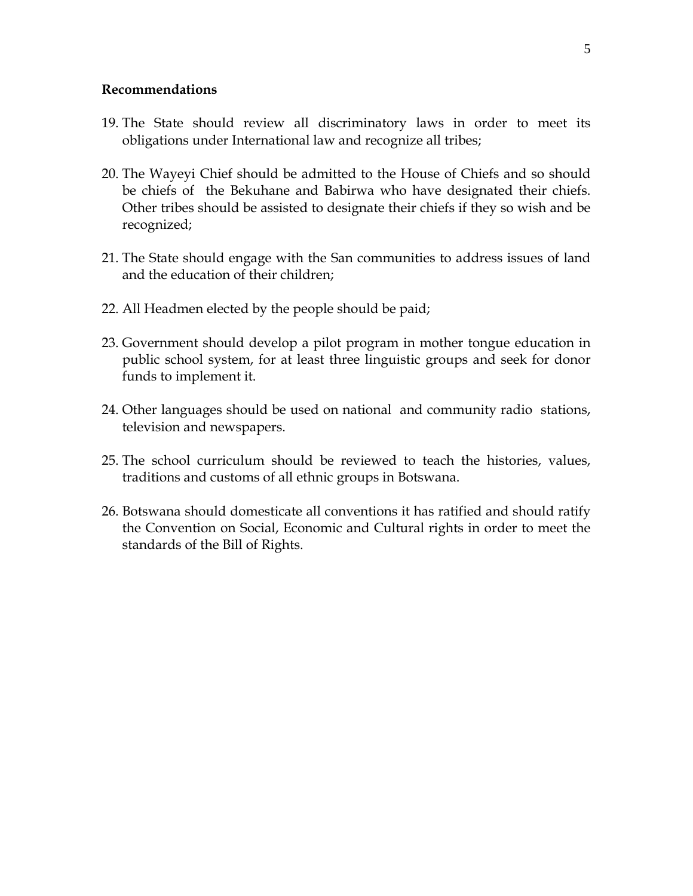**Recommendations**

19. The State should review all discriminatory laws in order to meet its obligations under International law and recognize all tribes;

20. The Wayeyi Chief should be admitted to the House of Chiefs and so should be chiefs of the Bekuhane and Babirwa who have designated their chiefs. Other tribes should be assisted to designate their chiefs if they so wish and be recognized;

21. The State should engage with the San communities to address issues of land and the education of their children;

22. All Headmen elected by the people should be paid;

23. Government should develop a pilot program in mother tongue education in public school system, for at least three linguistic groups and seek for donor funds to implement it.

24. Other languages should be used on national and community radio stations, television and newspapers.

25. The school curriculum should be reviewed to teach the histories, values, traditions and customs of all ethnic groups in Botswana.

26. Botswana should domesticate all conventions it has ratified and should ratify the Convention on Social, Economic and Cultural rights in order to meet the standards of the Bill of Rights.